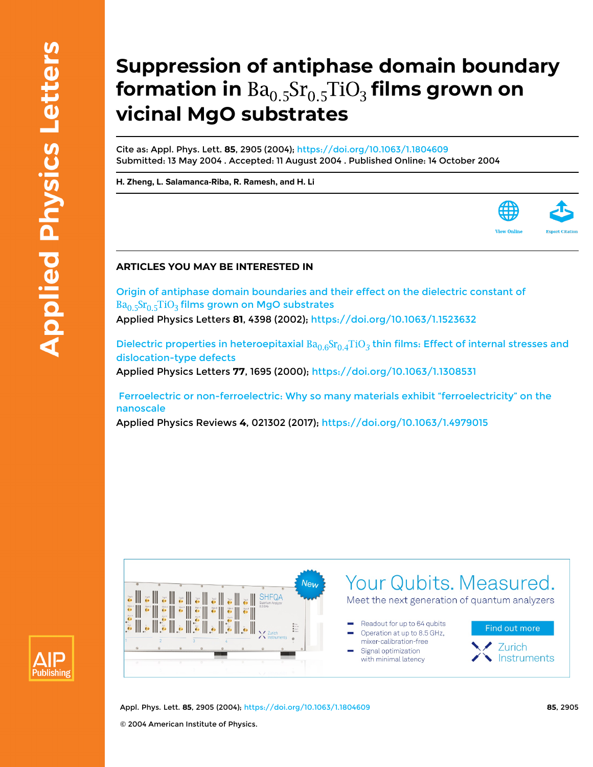# Suppression of antiphase domain boundary formation in $Ba_{0.5}Sr_{0.5}TiO_3$ films grown on vicinal MgO substrates

Cite as: Appl. Phys. Lett. **85**, 2905 (2004); https://doi.org/10.1063/1.1804609
Submitted: 13 May 2004 . Accepted: 11 August 2004 . Published Online: 14 October 2004

**H. Zheng, L. Salamanca-Riba, R. Ramesh, and H. Li**

View Online | Export Citation

## ARTICLES YOU MAY BE INTERESTED IN

Origin of antiphase domain boundaries and their effect on the dielectric constant of $Ba_{0.5}Sr_{0.5}TiO_3$ films grown on MgO substrates
Applied Physics Letters **81**, 4398 (2002); https://doi.org/10.1063/1.1523632

Dielectric properties in heteroepitaxial $Ba_{0.6}Sr_{0.4}TiO_3$ thin films: Effect of internal stresses and dislocation-type defects
Applied Physics Letters **77**, 1695 (2000); https://doi.org/10.1063/1.1308531

Ferroelectric or non-ferroelectric: Why so many materials exhibit "ferroelectricity" on the nanoscale
Applied Physics Reviews **4**, 021302 (2017); https://doi.org/10.1063/1.4979015

© 2004 American Institute of Physics.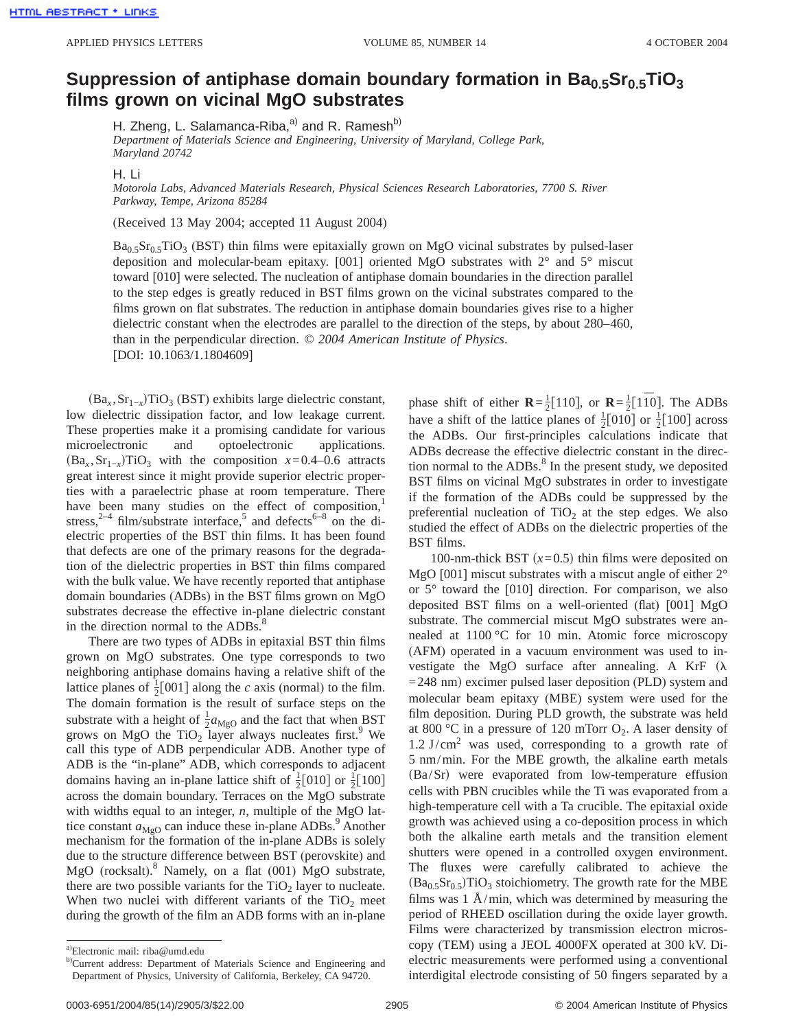# Suppression of antiphase domain boundary formation in $Ba_{0.5}Sr_{0.5}TiO_3$ films grown on vicinal MgO substrates

H. Zheng, L. Salamanca-Riba,[a] and R. Ramesh[b]

*Department of Materials Science and Engineering, University of Maryland, College Park, Maryland 20742*

H. Li

*Motorola Labs, Advanced Materials Research, Physical Sciences Research Laboratories, 7700 S. River Parkway, Tempe, Arizona 85284*

(Received 13 May 2004; accepted 11 August 2004)

$Ba_{0.5}Sr_{0.5}TiO_3$ (BST) thin films were epitaxially grown on MgO vicinal substrates by pulsed-laser deposition and molecular-beam epitaxy. [001] oriented MgO substrates with 2° and 5° miscut toward [010] were selected. The nucleation of antiphase domain boundaries in the direction parallel to the step edges is greatly reduced in BST films grown on the vicinal substrates compared to the films grown on flat substrates. The reduction in antiphase domain boundaries gives rise to a higher dielectric constant when the electrodes are parallel to the direction of the steps, by about 280–460, than in the perpendicular direction. *© 2004 American Institute of Physics*. [DOI: 10.1063/1.1804609]

$(Ba_x, Sr_{1-x})TiO_3$ (BST) exhibits large dielectric constant, low dielectric dissipation factor, and low leakage current. These properties make it a promising candidate for various microelectronic and optoelectronic applications. $(Ba_x, Sr_{1-x})TiO_3$ with the composition $x$=0.4–0.6 attracts great interest since it might provide superior electric properties with a paraelectric phase at room temperature. There have been many studies on the effect of composition,[1] stress,[2–4] film/substrate interface,[5] and defects[6–8] on the dielectric properties of the BST thin films. It has been found that defects are one of the primary reasons for the degradation of the dielectric properties in BST thin films compared with the bulk value. We have recently reported that antiphase domain boundaries (ADBs) in the BST films grown on MgO substrates decrease the effective in-plane dielectric constant in the direction normal to the ADBs.[8]

There are two types of ADBs in epitaxial BST thin films grown on MgO substrates. One type corresponds to two neighboring antiphase domains having a relative shift of the lattice planes of $\frac{1}{2}[001]$ along the $c$ axis (normal) to the film. The domain formation is the result of surface steps on the substrate with a height of $\frac{1}{2}a_{MgO}$ and the fact that when BST grows on MgO the $TiO_2$ layer always nucleates first.[9] We call this type of ADB perpendicular ADB. Another type of ADB is the "in-plane" ADB, which corresponds to adjacent domains having an in-plane lattice shift of $\frac{1}{2}[010]$ or $\frac{1}{2}[100]$ across the domain boundary. Terraces on the MgO substrate with widths equal to an integer, $n$, multiple of the MgO lattice constant $a_{MgO}$ can induce these in-plane ADBs.[9] Another mechanism for the formation of the in-plane ADBs is solely due to the structure difference between BST (perovskite) and MgO (rocksalt).[8] Namely, on a flat (001) MgO substrate, there are two possible variants for the $TiO_2$ layer to nucleate. When two nuclei with different variants of the $TiO_2$ meet during the growth of the film an ADB forms with an in-plane phase shift of either $\mathbf{R}=\frac{1}{2}[110]$, or $\mathbf{R}=\frac{1}{2}[1\bar{1}0]$. The ADBs have a shift of the lattice planes of $\frac{1}{2}[010]$ or $\frac{1}{2}[100]$ across the ADBs. Our first-principles calculations indicate that ADBs decrease the effective dielectric constant in the direction normal to the ADBs.[8] In the present study, we deposited BST films on vicinal MgO substrates in order to investigate if the formation of the ADBs could be suppressed by the preferential nucleation of $TiO_2$ at the step edges. We also studied the effect of ADBs on the dielectric properties of the BST films.

100-nm-thick BST ($x$=0.5) thin films were deposited on MgO [001] miscut substrates with a miscut angle of either 2° or 5° toward the [010] direction. For comparison, we also deposited BST films on a well-oriented (flat) [001] MgO substrate. The commercial miscut MgO substrates were annealed at 1100 °C for 10 min. Atomic force microscopy (AFM) operated in a vacuum environment was used to investigate the MgO surface after annealing. A KrF ($\lambda$ =248 nm) excimer pulsed laser deposition (PLD) system and molecular beam epitaxy (MBE) system were used for the film deposition. During PLD growth, the substrate was held at 800 °C in a pressure of 120 mTorr $O_2$. A laser density of 1.2 J/cm$^2$ was used, corresponding to a growth rate of 5 nm/min. For the MBE growth, the alkaline earth metals (Ba/Sr) were evaporated from low-temperature effusion cells with PBN crucibles while the Ti was evaporated from a high-temperature cell with a Ta crucible. The epitaxial oxide growth was achieved using a co-deposition process in which both the alkaline earth metals and the transition element shutters were opened in a controlled oxygen environment. The fluxes were carefully calibrated to achieve the $(Ba_{0.5}Sr_{0.5})TiO_3$ stoichiometry. The growth rate for the MBE films was 1 Å/min, which was determined by measuring the period of RHEED oscillation during the oxide layer growth. Films were characterized by transmission electron microscopy (TEM) using a JEOL 4000FX operated at 300 kV. Dielectric measurements were performed using a conventional interdigital electrode consisting of 50 fingers separated by a

---

[a] Electronic mail: riba@umd.edu

[b] Current address: Department of Materials Science and Engineering and Department of Physics, University of California, Berkeley, CA 94720.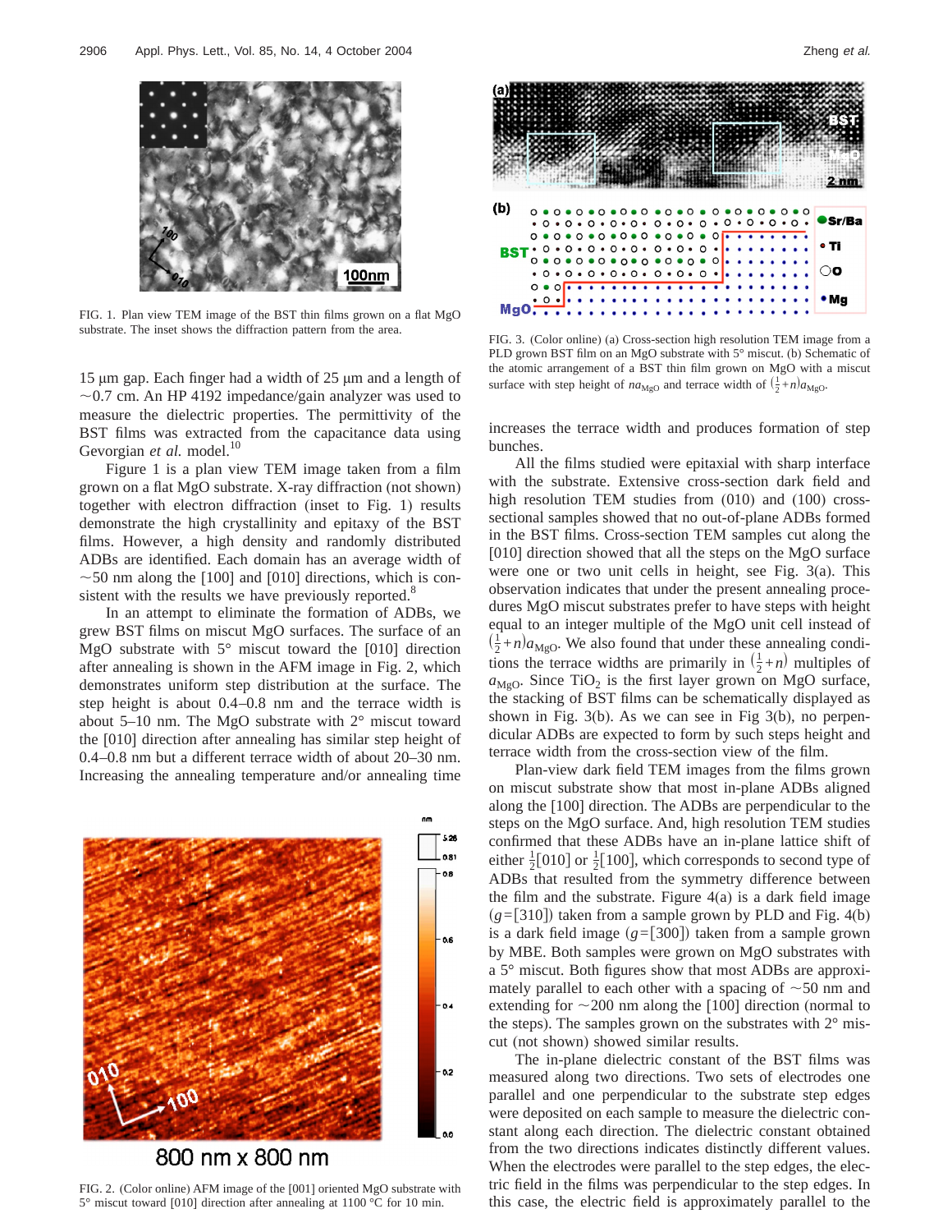FIG. 1. Plan view TEM image of the BST thin films grown on a flat MgO substrate. The inset shows the diffraction pattern from the area.

15 μm gap. Each finger had a width of 25 μm and a length of ~0.7 cm. An HP 4192 impedance/gain analyzer was used to measure the dielectric properties. The permittivity of the BST films was extracted from the capacitance data using Gevorgian *et al.* model.[10]

Figure 1 is a plan view TEM image taken from a film grown on a flat MgO substrate. X-ray diffraction (not shown) together with electron diffraction (inset to Fig. 1) results demonstrate the high crystallinity and epitaxy of the BST films. However, a high density and randomly distributed ADBs are identified. Each domain has an average width of ~50 nm along the [100] and [010] directions, which is consistent with the results we have previously reported.[8]

In an attempt to eliminate the formation of ADBs, we grew BST films on miscut MgO surfaces. The surface of an MgO substrate with 5° miscut toward the [010] direction after annealing is shown in the AFM image in Fig. 2, which demonstrates uniform step distribution at the surface. The step height is about 0.4–0.8 nm and the terrace width is about 5–10 nm. The MgO substrate with 2° miscut toward the [010] direction after annealing has similar step height of 0.4–0.8 nm but a different terrace width of about 20–30 nm. Increasing the annealing temperature and/or annealing time increases the terrace width and produces formation of step bunches.

FIG. 2. (Color online) AFM image of the [001] oriented MgO substrate with 5° miscut toward [010] direction after annealing at 1100 °C for 10 min.

FIG. 3. (Color online) (a) Cross-section high resolution TEM image from a PLD grown BST film on an MgO substrate with 5° miscut. (b) Schematic of the atomic arrangement of a BST thin film grown on MgO with a miscut surface with step height of $na_{\mathrm{MgO}}$ and terrace width of $(\frac{1}{2}+n)a_{\mathrm{MgO}}$.

All the films studied were epitaxial with sharp interface with the substrate. Extensive cross-section dark field and high resolution TEM studies from (010) and (100) cross-sectional samples showed that no out-of-plane ADBs formed in the BST films. Cross-section TEM samples cut along the [010] direction showed that all the steps on the MgO surface were one or two unit cells in height, see Fig. 3(a). This observation indicates that under the present annealing procedures MgO miscut substrates prefer to have steps with height equal to an integer multiple of the MgO unit cell instead of $(\frac{1}{2}+n)a_{\mathrm{MgO}}$. We also found that under these annealing conditions the terrace widths are primarily in $(\frac{1}{2}+n)$ multiples of $a_{\mathrm{MgO}}$. Since $TiO_2$ is the first layer grown on MgO surface, the stacking of BST films can be schematically displayed as shown in Fig. 3(b). As we can see in Fig 3(b), no perpendicular ADBs are expected to form by such steps height and terrace width from the cross-section view of the film.

Plan-view dark field TEM images from the films grown on miscut substrate show that most in-plane ADBs aligned along the [100] direction. The ADBs are perpendicular to the steps on the MgO surface. And, high resolution TEM studies confirmed that these ADBs have an in-plane lattice shift of either $\frac{1}{2}$[010] or $\frac{1}{2}$[100], which corresponds to second type of ADBs that resulted from the symmetry difference between the film and the substrate. Figure 4(a) is a dark field image ($g$=[310]) taken from a sample grown by PLD and Fig. 4(b) is a dark field image ($g$=[300]) taken from a sample grown by MBE. Both samples were grown on MgO substrates with a 5° miscut. Both figures show that most ADBs are approximately parallel to each other with a spacing of ~50 nm and extending for ~200 nm along the [100] direction (normal to the steps). The samples grown on the substrates with 2° miscut (not shown) showed similar results.

The in-plane dielectric constant of the BST films was measured along two directions. Two sets of electrodes one parallel and one perpendicular to the substrate step edges were deposited on each sample to measure the dielectric constant along each direction. The dielectric constant obtained from the two directions indicates distinctly different values. When the electrodes were parallel to the step edges, the electric field in the films was perpendicular to the step edges. In this case, the electric field is approximately parallel to the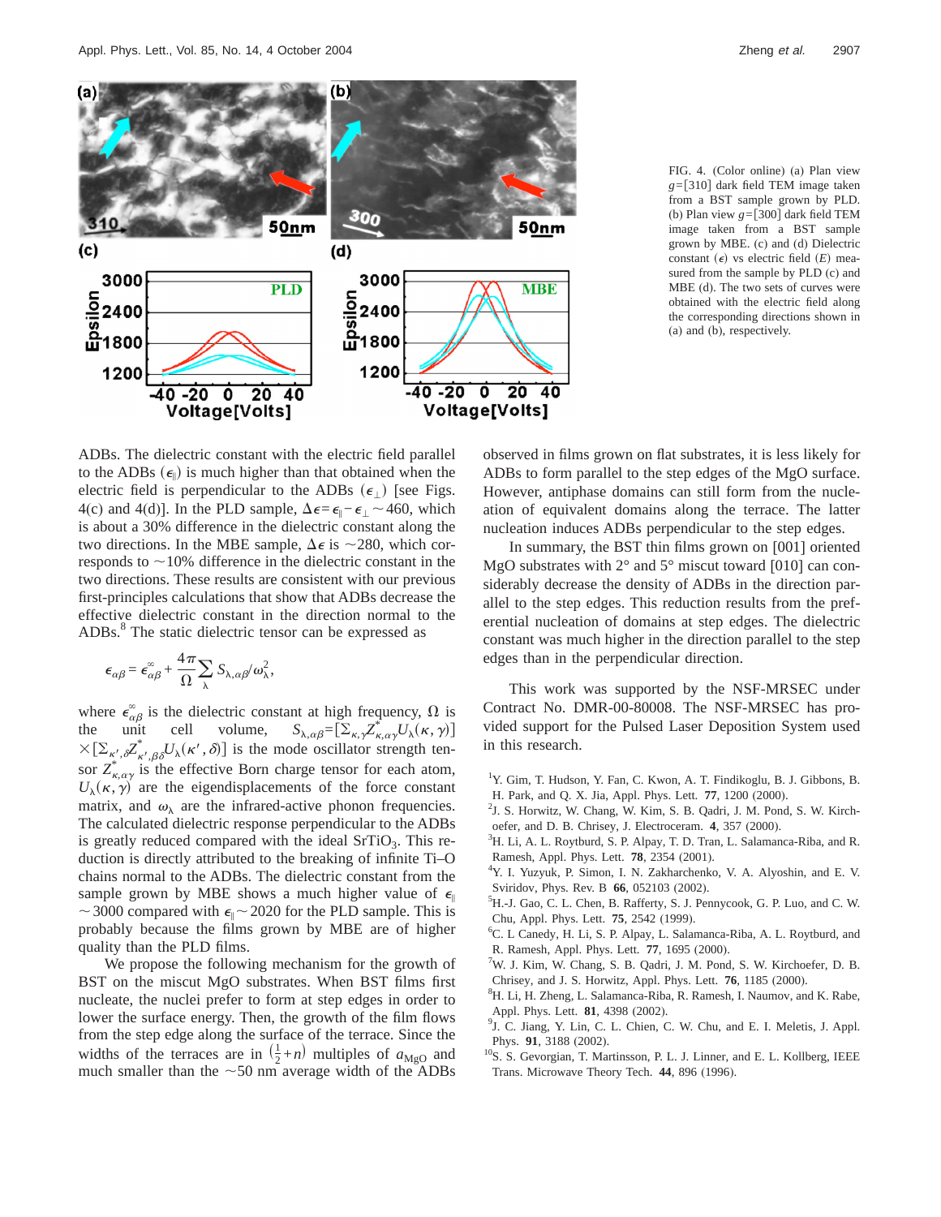(a)

310

50nm

(b)

300

50nm

(c)

PLD

Epsilon

3000

2400

1800

1200

-40 -20 0 20 40

Voltage[Volts]

(d)

MBE

Epsilon

3000

2400

1800

1200

-40 -20 0 20 40

Voltage[Volts]

FIG. 4. (Color online) (a) Plan view $g=[310]$ dark field TEM image taken from a BST sample grown by PLD. (b) Plan view $g=[300]$ dark field TEM image taken from a BST sample grown by MBE. (c) and (d) Dielectric constant $(\epsilon)$ vs electric field $(E)$ measured from the sample by PLD (c) and MBE (d). The two sets of curves were obtained with the electric field along the corresponding directions shown in (a) and (b), respectively.

ADBs. The dielectric constant with the electric field parallel to the ADBs $(\epsilon_{\parallel})$ is much higher than that obtained when the electric field is perpendicular to the ADBs $(\epsilon_{\perp})$ [see Figs. 4(c) and 4(d)]. In the PLD sample, $\Delta\epsilon=\epsilon_{\parallel}-\epsilon_{\perp}\sim 460$, which is about a 30% difference in the dielectric constant along the two directions. In the MBE sample, $\Delta\epsilon$ is $\sim$280, which corresponds to $\sim$10% difference in the dielectric constant in the two directions. These results are consistent with our previous first-principles calculations that show that ADBs decrease the effective dielectric constant in the direction normal to the ADBs.[8] The static dielectric tensor can be expressed as

$$\epsilon_{\alpha\beta}=\epsilon_{\alpha\beta}^{\infty}+\frac{4\pi}{\Omega}\sum_{\lambda}S_{\lambda,\alpha\beta}/\omega_{\lambda}^{2},$$

where $\epsilon_{\alpha\beta}^{\infty}$ is the dielectric constant at high frequency, $\Omega$ is the unit cell volume, $S_{\lambda,\alpha\beta}=[\Sigma_{\kappa,\gamma}Z_{\kappa,\alpha\gamma}^{*}U_{\lambda}(\kappa,\gamma)]\times[\Sigma_{\kappa',\delta}Z_{\kappa',\beta\delta}^{*}U_{\lambda}(\kappa',\delta)]$ is the mode oscillator strength tensor $Z_{\kappa,\alpha\gamma}^{*}$ is the effective Born charge tensor for each atom, $U_{\lambda}(\kappa,\gamma)$ are the eigendisplacements of the force constant matrix, and $\omega_{\lambda}$ are the infrared-active phonon frequencies. The calculated dielectric response perpendicular to the ADBs is greatly reduced compared with the ideal $SrTiO_3$. This reduction is directly attributed to the breaking of infinite Ti–O chains normal to the ADBs. The dielectric constant from the sample grown by MBE shows a much higher value of $\epsilon_{\parallel}\sim 3000$ compared with $\epsilon_{\parallel}\sim 2020$ for the PLD sample. This is probably because the films grown by MBE are of higher quality than the PLD films.

We propose the following mechanism for the growth of BST on the miscut MgO substrates. When BST films first nucleate, the nuclei prefer to form at step edges in order to lower the surface energy. Then, the growth of the film flows from the step edge along the surface of the terrace. Since the widths of the terraces are in $\left(\frac{1}{2}+n\right)$ multiples of $a_{\mathrm{MgO}}$ and much smaller than the $\sim$50 nm average width of the ADBs observed in films grown on flat substrates, it is less likely for ADBs to form parallel to the step edges of the MgO surface. However, antiphase domains can still form from the nucleation of equivalent domains along the terrace. The latter nucleation induces ADBs perpendicular to the step edges.

In summary, the BST thin films grown on [001] oriented MgO substrates with 2° and 5° miscut toward [010] can considerably decrease the density of ADBs in the direction parallel to the step edges. This reduction results from the preferential nucleation of domains at step edges. The dielectric constant was much higher in the direction parallel to the step edges than in the perpendicular direction.

This work was supported by the NSF-MRSEC under Contract No. DMR-00-80008. The NSF-MRSEC has provided support for the Pulsed Laser Deposition System used in this research.

[1] Y. Gim, T. Hudson, Y. Fan, C. Kwon, A. T. Findikoglu, B. J. Gibbons, B. H. Park, and Q. X. Jia, Appl. Phys. Lett. **77**, 1200 (2000).

[2] J. S. Horwitz, W. Chang, W. Kim, S. B. Qadri, J. M. Pond, S. W. Kirchoefer, and D. B. Chrisey, J. Electroceram. **4**, 357 (2000).

[3] H. Li, A. L. Roytburd, S. P. Alpay, T. D. Tran, L. Salamanca-Riba, and R. Ramesh, Appl. Phys. Lett. **78**, 2354 (2001).

[4] Y. I. Yuzyuk, P. Simon, I. N. Zakharchenko, V. A. Alyoshin, and E. V. Sviridov, Phys. Rev. B **66**, 052103 (2002).

[5] H.-J. Gao, C. L. Chen, B. Rafferty, S. J. Pennycook, G. P. Luo, and C. W. Chu, Appl. Phys. Lett. **75**, 2542 (1999).

[6] C. L Canedy, H. Li, S. P. Alpay, L. Salamanca-Riba, A. L. Roytburd, and R. Ramesh, Appl. Phys. Lett. **77**, 1695 (2000).

[7] W. J. Kim, W. Chang, S. B. Qadri, J. M. Pond, S. W. Kirchoefer, D. B. Chrisey, and J. S. Horwitz, Appl. Phys. Lett. **76**, 1185 (2000).

[8] H. Li, H. Zheng, L. Salamanca-Riba, R. Ramesh, I. Naumov, and K. Rabe, Appl. Phys. Lett. **81**, 4398 (2002).

[9] J. C. Jiang, Y. Lin, C. L. Chien, C. W. Chu, and E. I. Meletis, J. Appl. Phys. **91**, 3188 (2002).

[10] S. S. Gevorgian, T. Martinsson, P. L. J. Linner, and E. L. Kollberg, IEEE Trans. Microwave Theory Tech. **44**, 896 (1996).